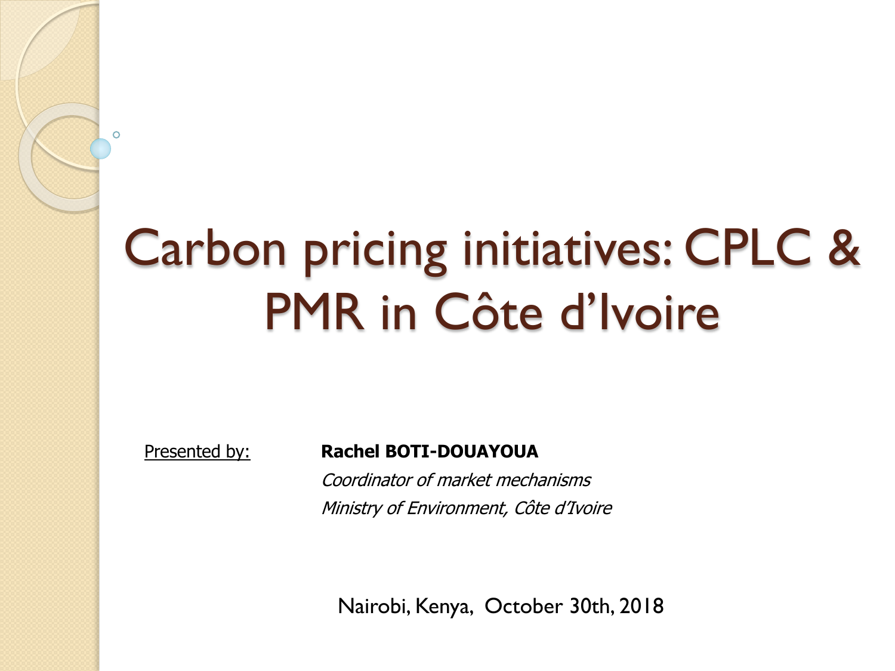# Carbon pricing initiatives: CPLC & PMR in Côte d’Ivoire

Presented by: **Rachel BOTI-DOUAYOUA**

*Coordinator of market mechanisms*

*Ministry of Environment, Côte d’Ivoire*

Nairobi, Kenya, October 30th, 2018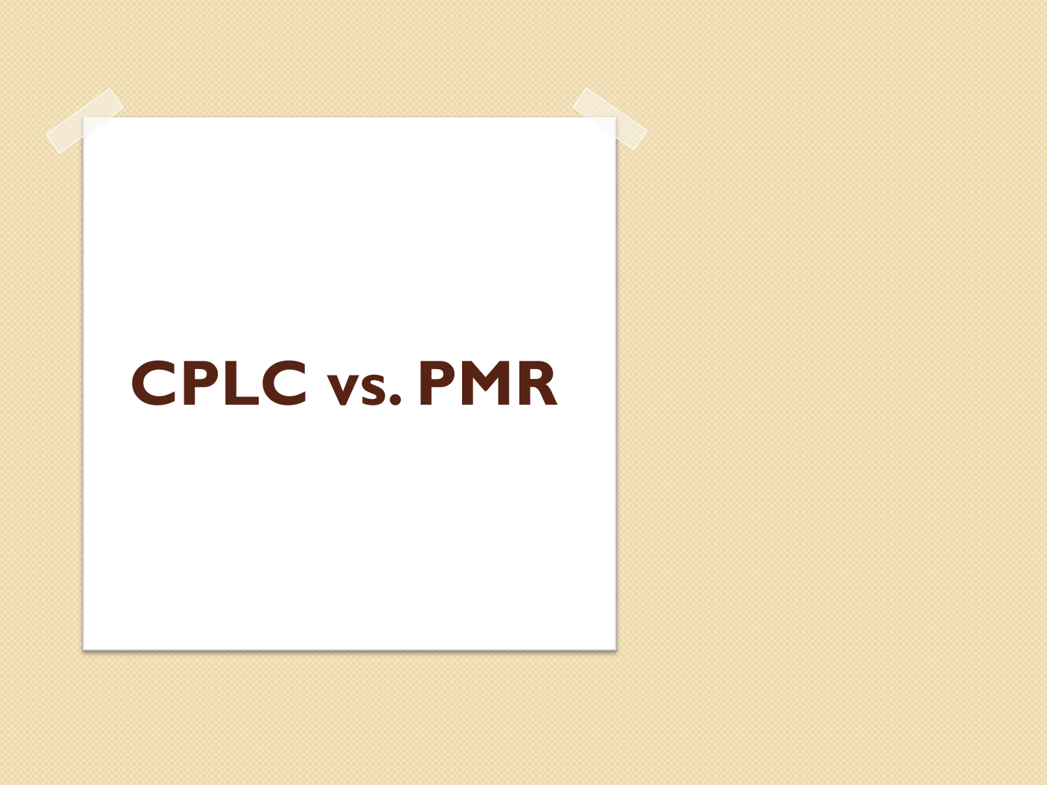# CPLC vs. PMR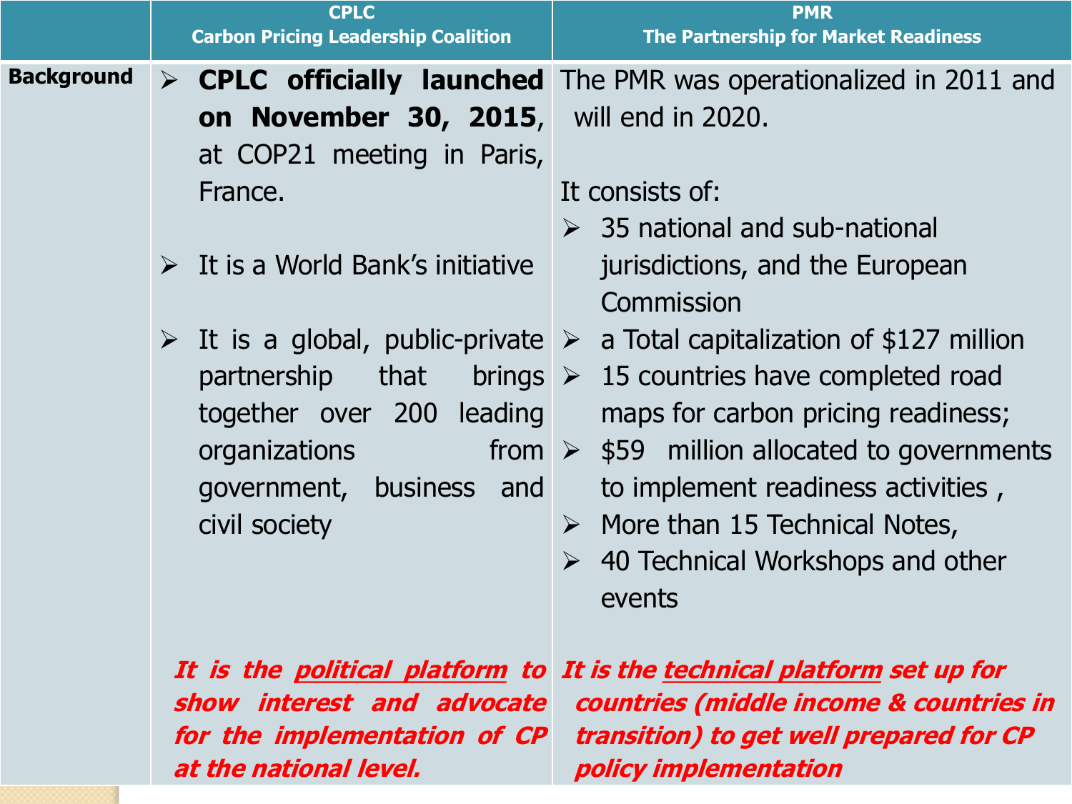| | CPLC<br>Carbon Pricing Leadership Coalition | PMR<br>The Partnership for Market Readiness |
|---|---|---|
| **Background** | ➢ **CPLC officially launched on November 30, 2015**, at COP21 meeting in Paris, France.<br><br>➢ It is a World Bank's initiative<br><br>➢ It is a global, public-private partnership that brings together over 200 leading organizations from government, business and civil society<br><br>***It is the <u>political platform</u> to show interest and advocate for the implementation of CP at the national level.*** | The PMR was operationalized in 2011 and will end in 2020.<br><br>It consists of:<br>➢ 35 national and sub-national jurisdictions, and the European Commission<br>➢ a Total capitalization of $127 million<br>➢ 15 countries have completed road maps for carbon pricing readiness;<br>➢ $59 million allocated to governments to implement readiness activities ,<br>➢ More than 15 Technical Notes,<br>➢ 40 Technical Workshops and other events<br><br>***It is the <u>technical platform</u> set up for countries (middle income & countries in transition) to get well prepared for CP policy implementation*** |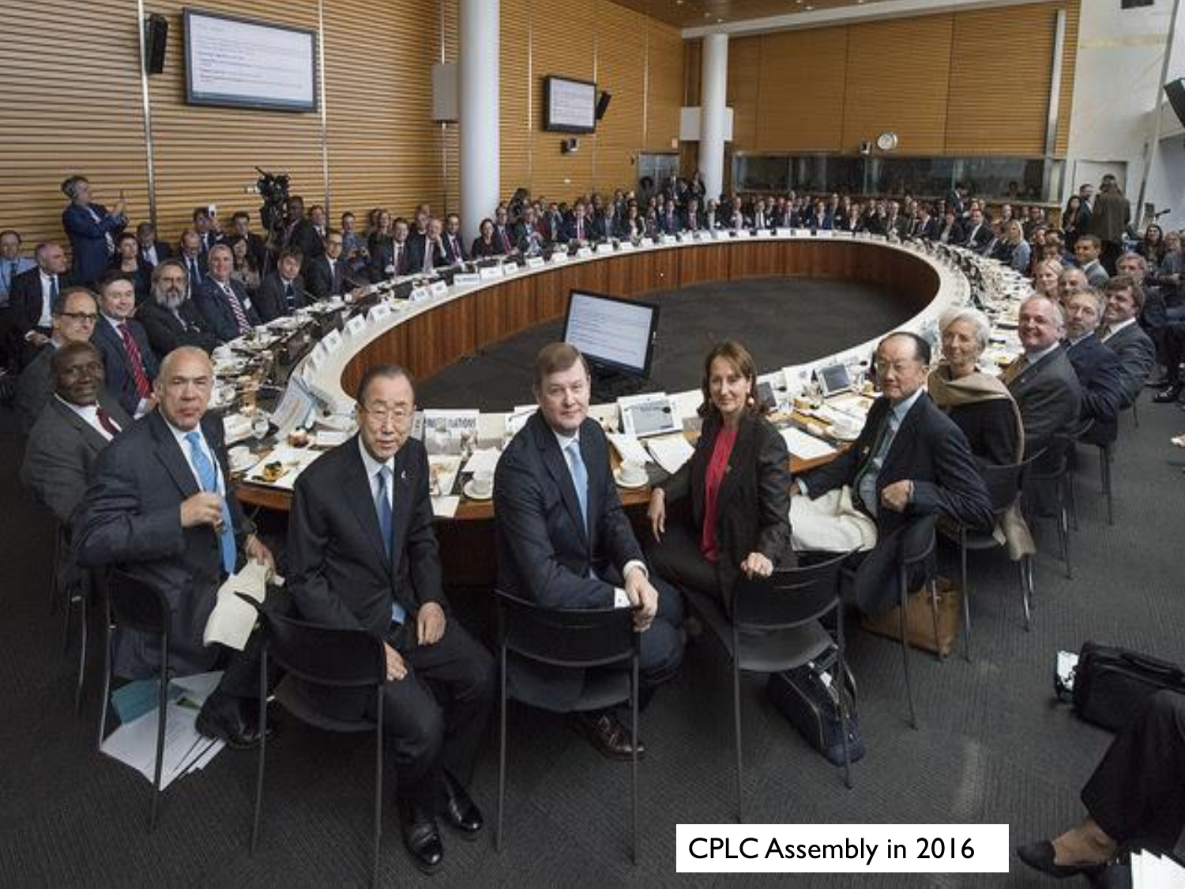CPLC Assembly in 2016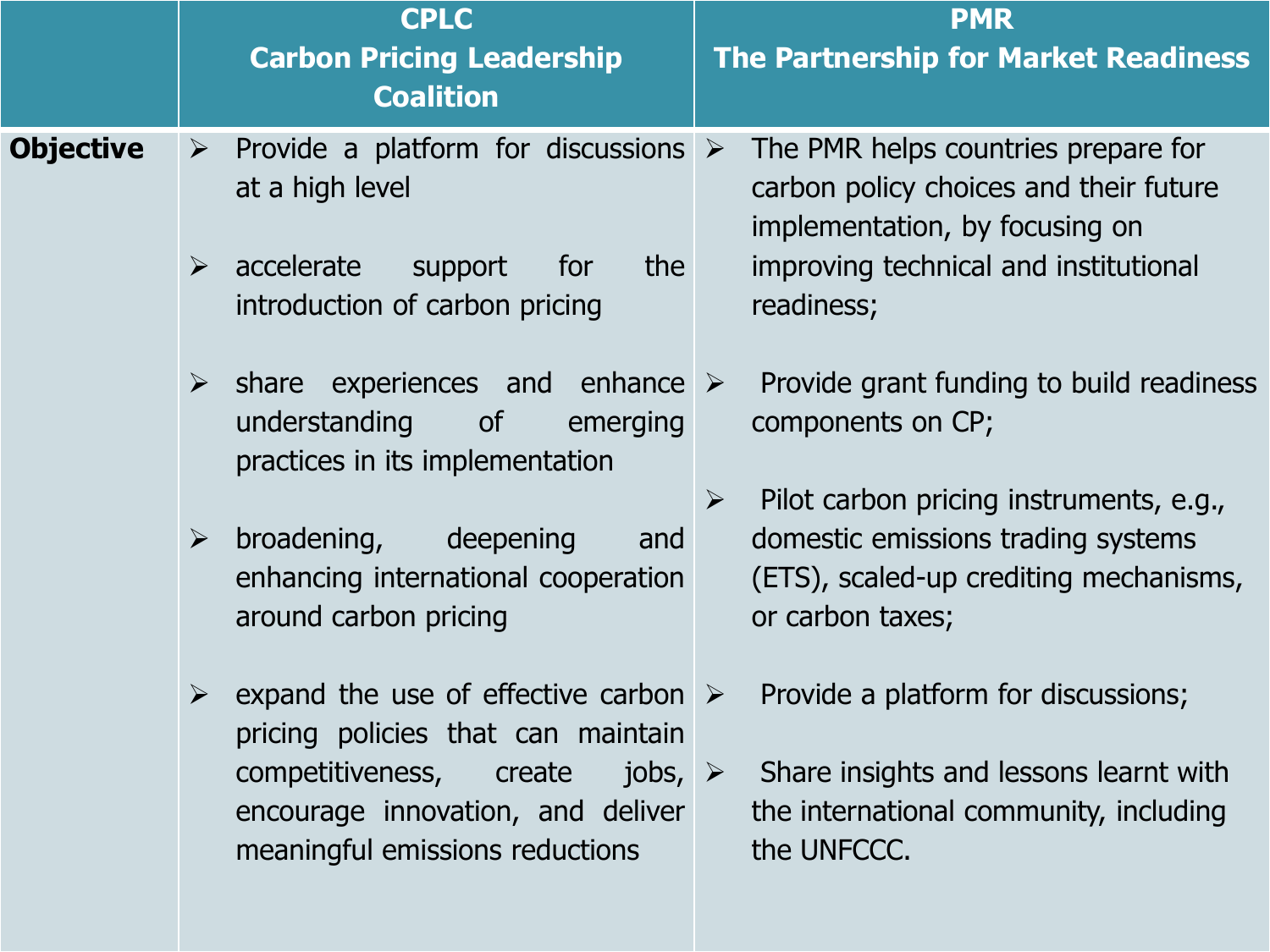| | CPLC<br>Carbon Pricing Leadership Coalition | PMR<br>The Partnership for Market Readiness |
|---|---|---|
| **Objective** | ➢ Provide a platform for discussions at a high level<br><br>➢ accelerate support for the introduction of carbon pricing<br><br>➢ share experiences and enhance understanding of emerging practices in its implementation<br><br>➢ broadening, deepening and enhancing international cooperation around carbon pricing<br><br>➢ expand the use of effective carbon pricing policies that can maintain competitiveness, create jobs, encourage innovation, and deliver meaningful emissions reductions | ➢ The PMR helps countries prepare for carbon policy choices and their future implementation, by focusing on improving technical and institutional readiness;<br><br>➢ Provide grant funding to build readiness components on CP;<br><br>➢ Pilot carbon pricing instruments, e.g., domestic emissions trading systems (ETS), scaled-up crediting mechanisms, or carbon taxes;<br><br>➢ Provide a platform for discussions;<br><br>➢ Share insights and lessons learnt with the international community, including the UNFCCC. |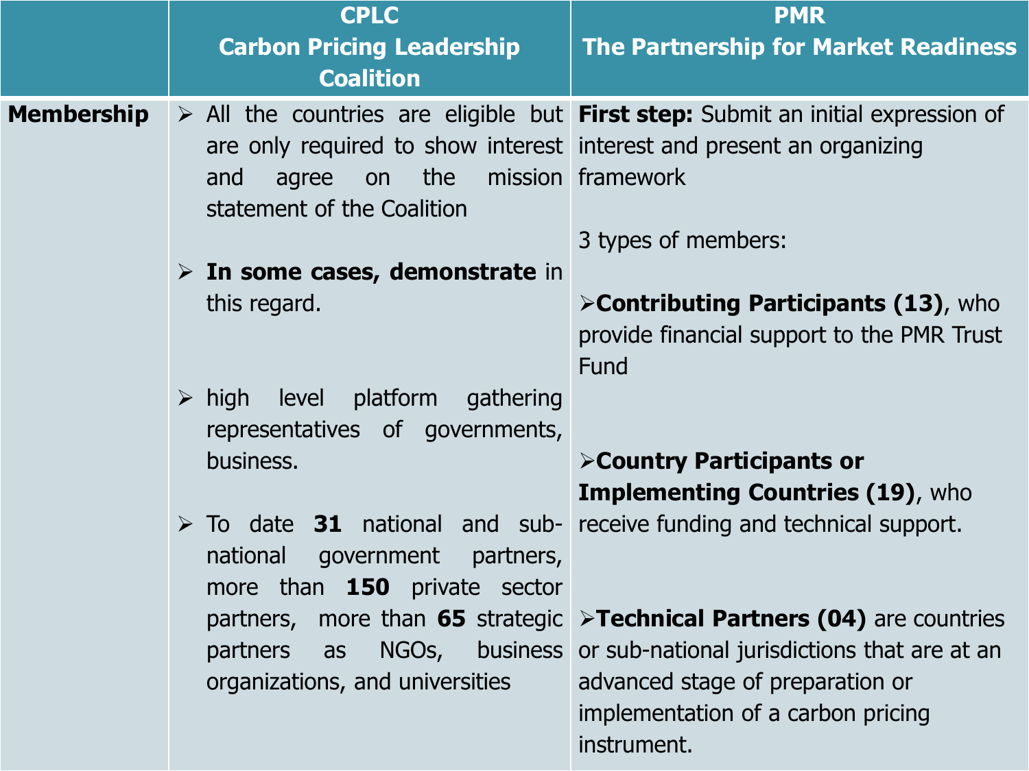|  | CPLC<br>Carbon Pricing Leadership Coalition | PMR<br>The Partnership for Market Readiness |
|---|---|---|
| **Membership** | ➢ All the countries are eligible but are only required to show interest and agree on the mission statement of the Coalition<br><br>➢ **In some cases, demonstrate** in this regard.<br><br>➢ high level platform gathering representatives of governments, business.<br><br>➢ To date **31** national and sub-national government partners, more than **150** private sector partners, more than **65** strategic partners as NGOs, business organizations, and universities | **First step:** Submit an initial expression of interest and present an organizing framework<br><br>3 types of members:<br><br>➢**Contributing Participants (13)**, who provide financial support to the PMR Trust Fund<br><br>➢**Country Participants or Implementing Countries (19)**, who receive funding and technical support.<br><br>➢**Technical Partners (04)** are countries or sub-national jurisdictions that are at an advanced stage of preparation or implementation of a carbon pricing instrument. |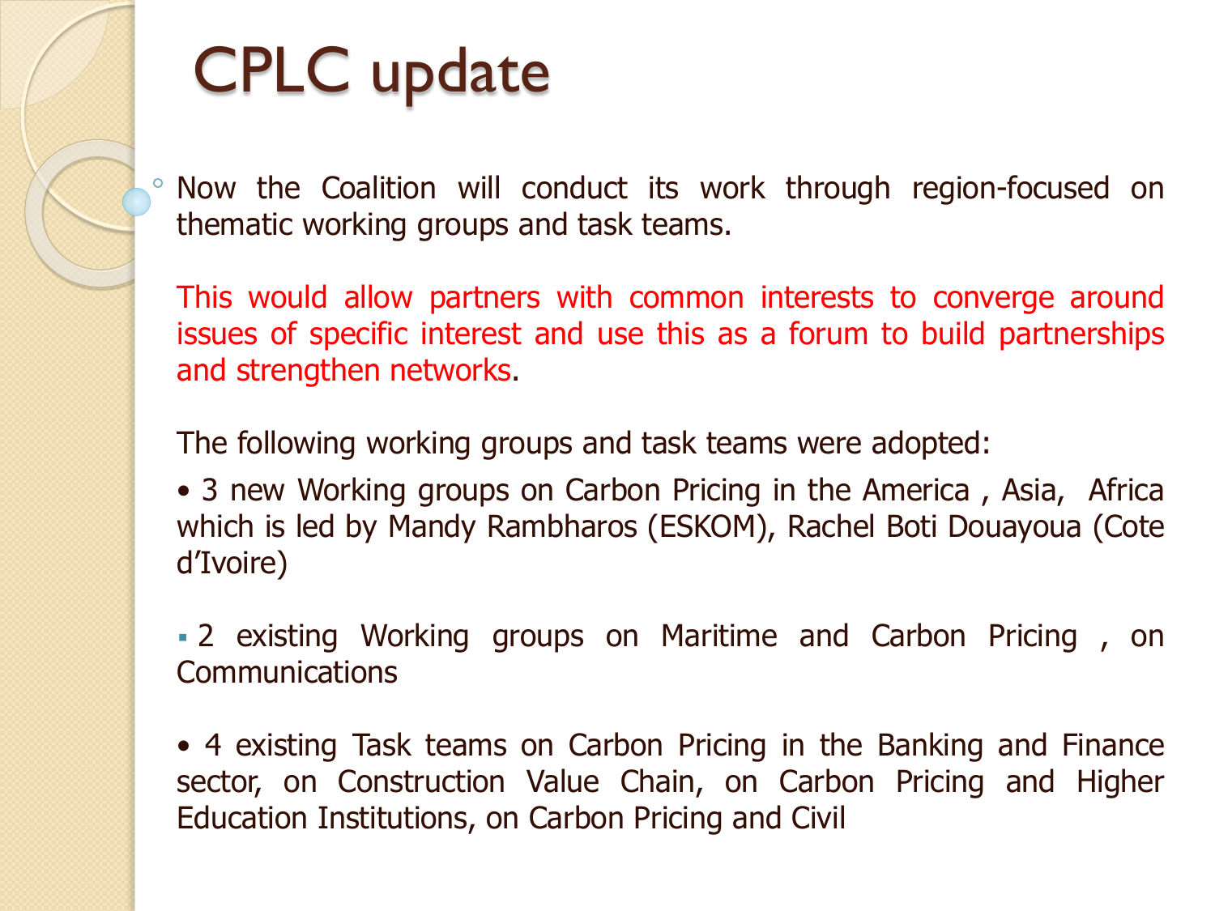# CPLC update

- Now the Coalition will conduct its work through region-focused on thematic working groups and task teams.

  This would allow partners with common interests to converge around issues of specific interest and use this as a forum to build partnerships and strengthen networks.

  The following working groups and task teams were adopted:

  • 3 new Working groups on Carbon Pricing in the America , Asia, Africa which is led by Mandy Rambharos (ESKOM), Rachel Boti Douayoua (Cote d'Ivoire)

  ▪ 2 existing Working groups on Maritime and Carbon Pricing , on Communications

  • 4 existing Task teams on Carbon Pricing in the Banking and Finance sector, on Construction Value Chain, on Carbon Pricing and Higher Education Institutions, on Carbon Pricing and Civil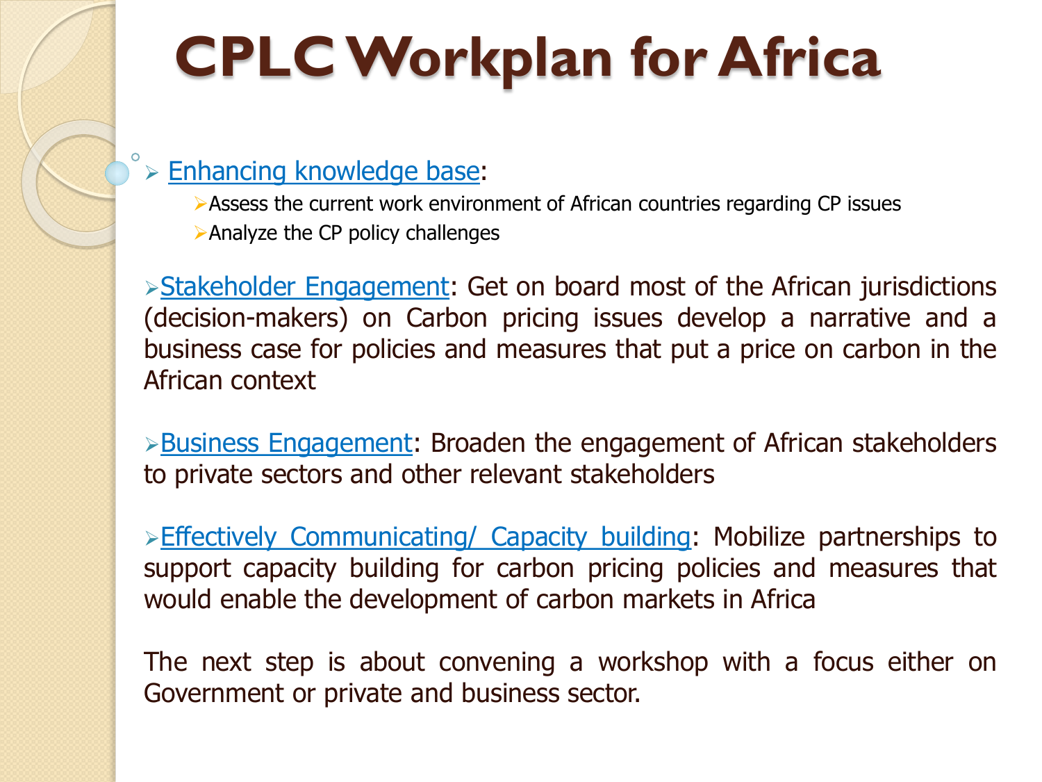# CPLC Workplan for Africa

- Enhancing knowledge base:
  - Assess the current work environment of African countries regarding CP issues
  - Analyze the CP policy challenges

- Stakeholder Engagement: Get on board most of the African jurisdictions (decision-makers) on Carbon pricing issues develop a narrative and a business case for policies and measures that put a price on carbon in the African context

- Business Engagement: Broaden the engagement of African stakeholders to private sectors and other relevant stakeholders

- Effectively Communicating/ Capacity building: Mobilize partnerships to support capacity building for carbon pricing policies and measures that would enable the development of carbon markets in Africa

The next step is about convening a workshop with a focus either on Government or private and business sector.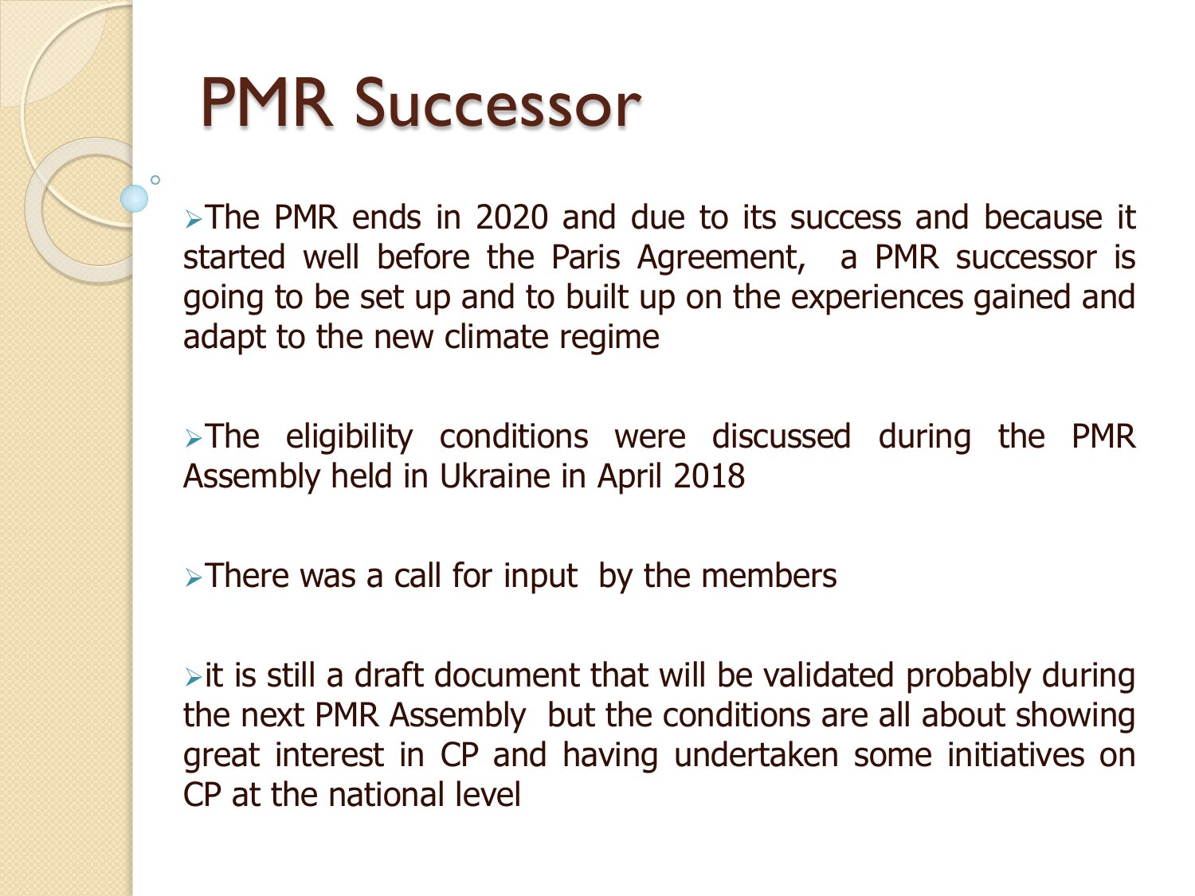# PMR Successor

- The PMR ends in 2020 and due to its success and because it started well before the Paris Agreement, a PMR successor is going to be set up and to built up on the experiences gained and adapt to the new climate regime

- The eligibility conditions were discussed during the PMR Assembly held in Ukraine in April 2018

- There was a call for input by the members

- it is still a draft document that will be validated probably during the next PMR Assembly but the conditions are all about showing great interest in CP and having undertaken some initiatives on CP at the national level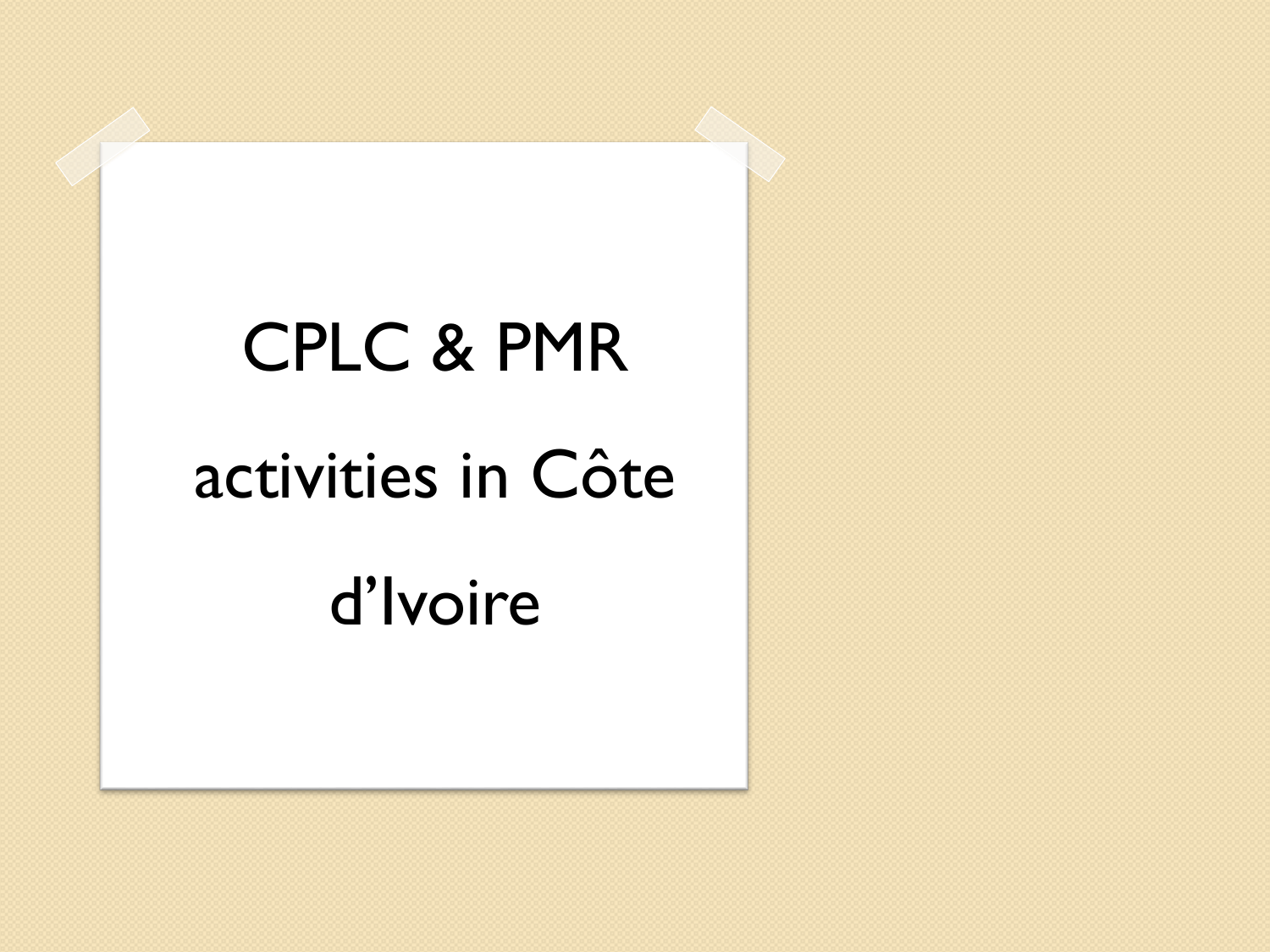# CPLC & PMR activities in Côte d'Ivoire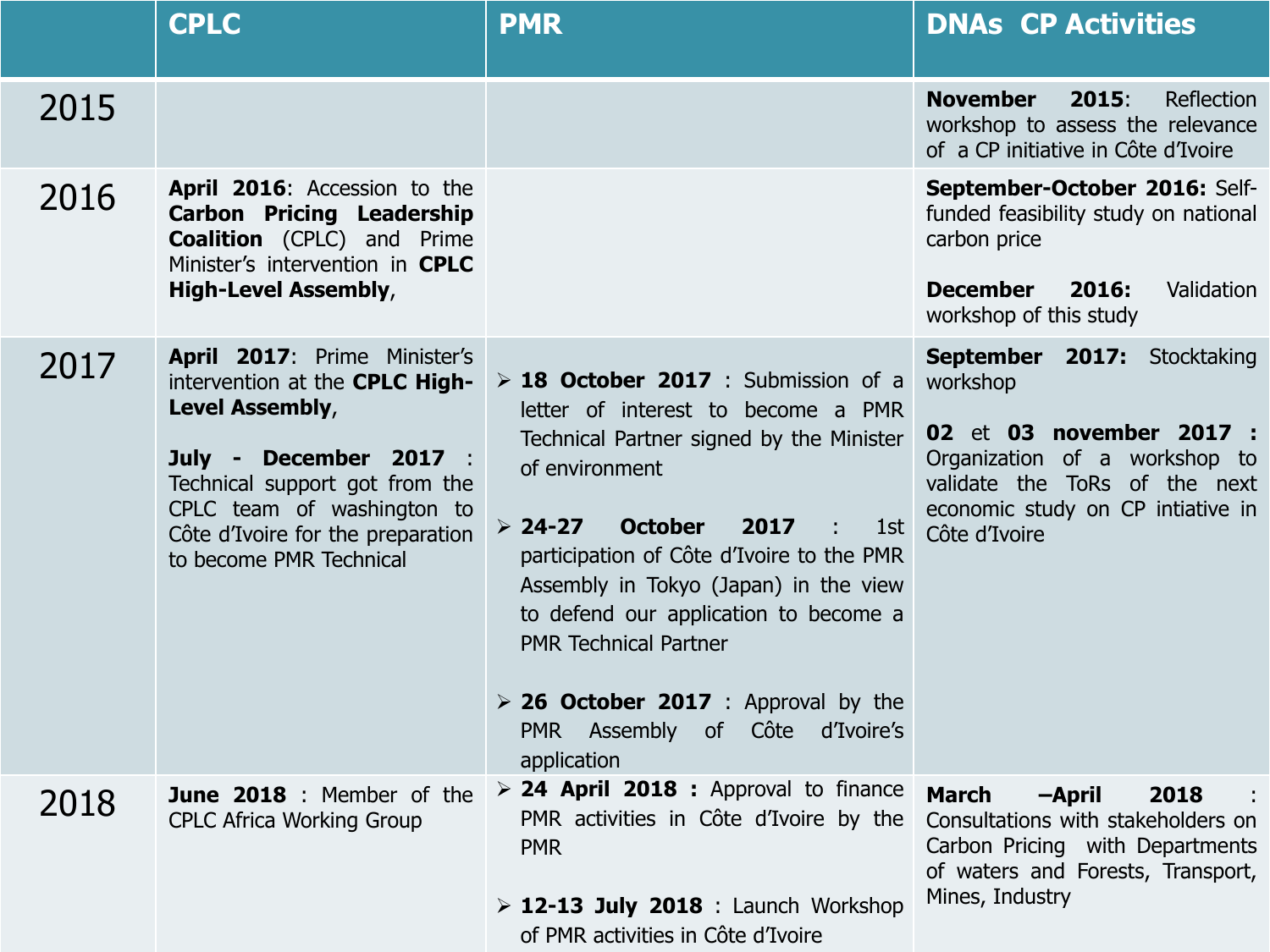| | CPLC | PMR | DNAs CP Activities |
|---|---|---|---|
| 2015 | | | **November 2015**: Reflection workshop to assess the relevance of a CP initiative in Côte d'Ivoire |
| 2016 | **April 2016**: Accession to the **Carbon Pricing Leadership Coalition** (CPLC) and Prime Minister's intervention in **CPLC High-Level Assembly**, | | **September-October 2016:** Self-funded feasibility study on national carbon price<br><br>**December 2016:** Validation workshop of this study |
| 2017 | **April 2017**: Prime Minister's intervention at the **CPLC High-Level Assembly**,<br><br>**July - December 2017** : Technical support got from the CPLC team of washington to Côte d'Ivoire for the preparation to become PMR Technical | ➢ **18 October 2017** : Submission of a letter of interest to become a PMR Technical Partner signed by the Minister of environment<br><br>➢ **24-27 October 2017** : 1st participation of Côte d'Ivoire to the PMR Assembly in Tokyo (Japan) in the view to defend our application to become a PMR Technical Partner<br><br>➢ **26 October 2017** : Approval by the PMR Assembly of Côte d'Ivoire's application | **September 2017:** Stocktaking workshop<br><br>**02** et **03 november 2017 :** Organization of a workshop to validate the ToRs of the next economic study on CP intiative in Côte d'Ivoire |
| 2018 | **June 2018** : Member of the CPLC Africa Working Group | ➢ **24 April 2018 :** Approval to finance PMR activities in Côte d'Ivoire by the PMR<br><br>➢ **12-13 July 2018** : Launch Workshop of PMR activities in Côte d'Ivoire | **March –April 2018** : Consultations with stakeholders on Carbon Pricing with Departments of waters and Forests, Transport, Mines, Industry |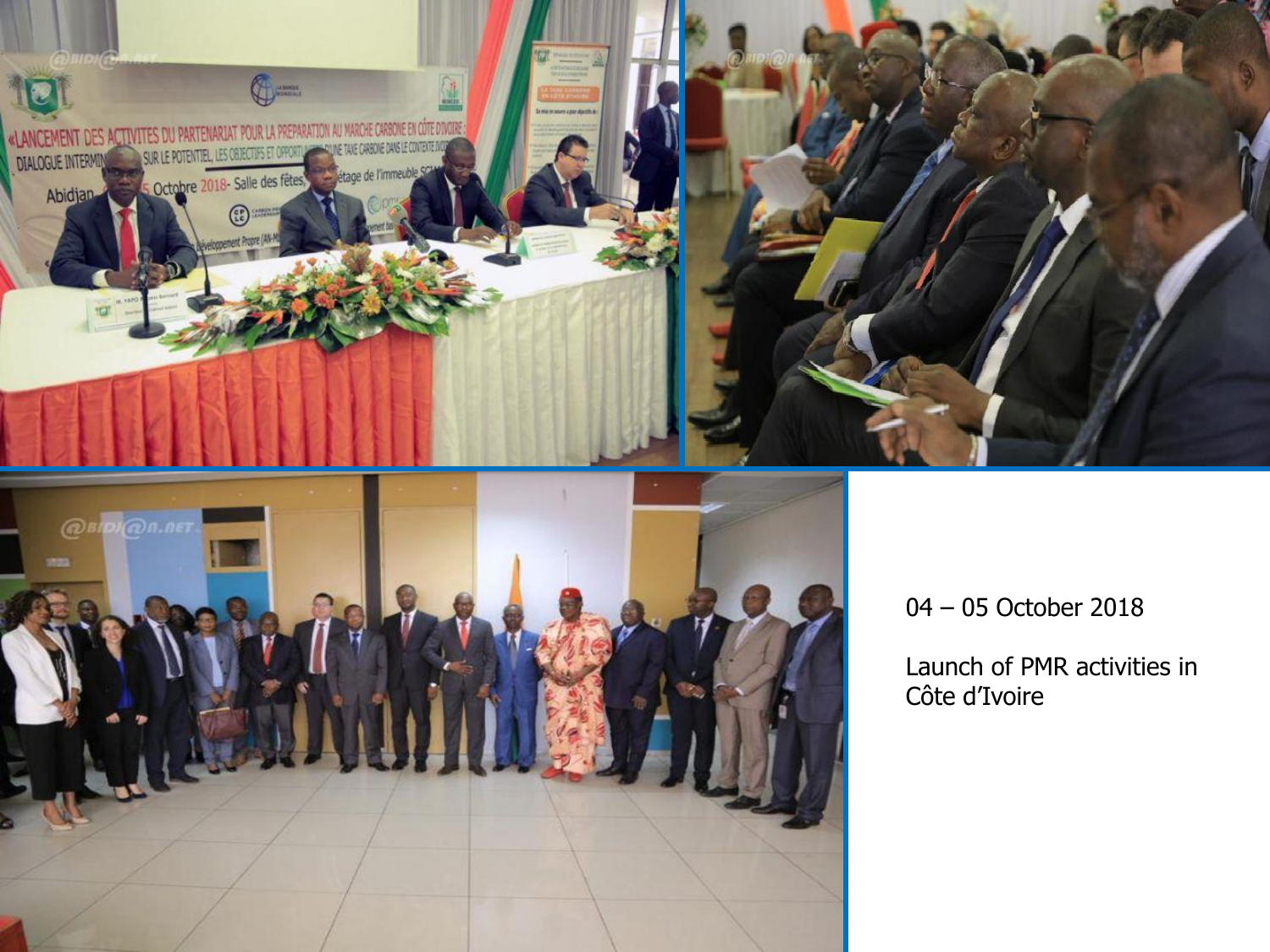04 – 05 October 2018

Launch of PMR activities in Côte d'Ivoire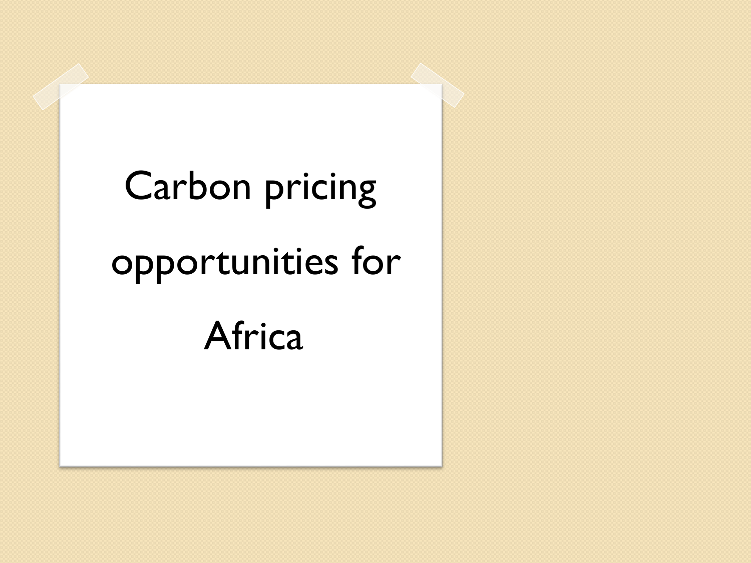# Carbon pricing opportunities for Africa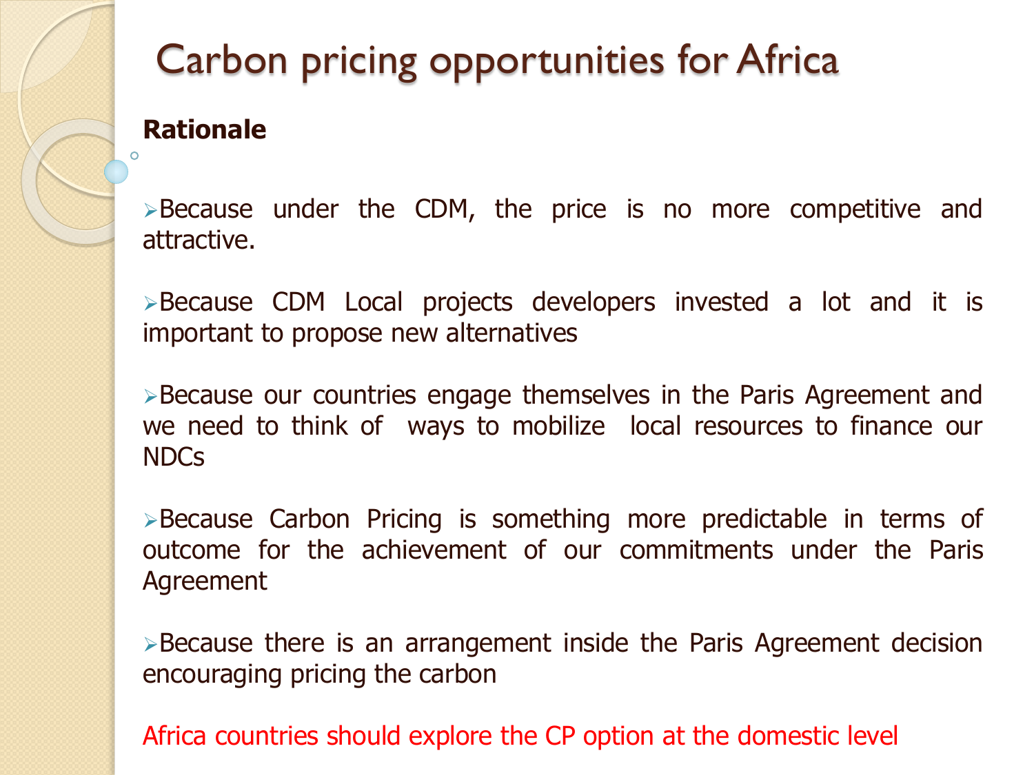# Carbon pricing opportunities for Africa

**Rationale**

- Because under the CDM, the price is no more competitive and attractive.
- Because CDM Local projects developers invested a lot and it is important to propose new alternatives
- Because our countries engage themselves in the Paris Agreement and we need to think of ways to mobilize local resources to finance our NDCs
- Because Carbon Pricing is something more predictable in terms of outcome for the achievement of our commitments under the Paris Agreement
- Because there is an arrangement inside the Paris Agreement decision encouraging pricing the carbon

Africa countries should explore the CP option at the domestic level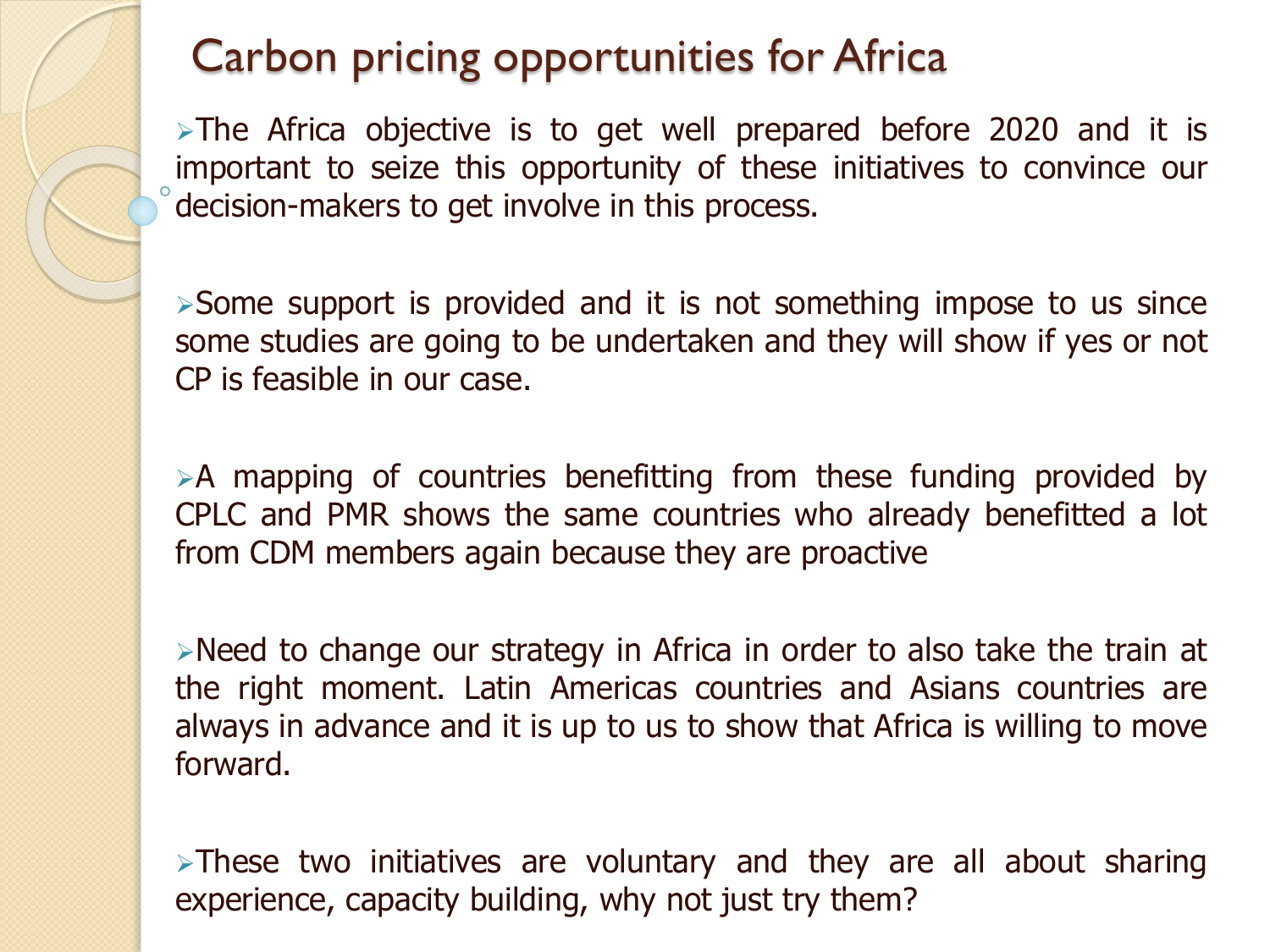# Carbon pricing opportunities for Africa

- The Africa objective is to get well prepared before 2020 and it is important to seize this opportunity of these initiatives to convince our decision-makers to get involve in this process.

- Some support is provided and it is not something impose to us since some studies are going to be undertaken and they will show if yes or not CP is feasible in our case.

- A mapping of countries benefitting from these funding provided by CPLC and PMR shows the same countries who already benefitted a lot from CDM members again because they are proactive

- Need to change our strategy in Africa in order to also take the train at the right moment. Latin Americas countries and Asians countries are always in advance and it is up to us to show that Africa is willing to move forward.

- These two initiatives are voluntary and they are all about sharing experience, capacity building, why not just try them?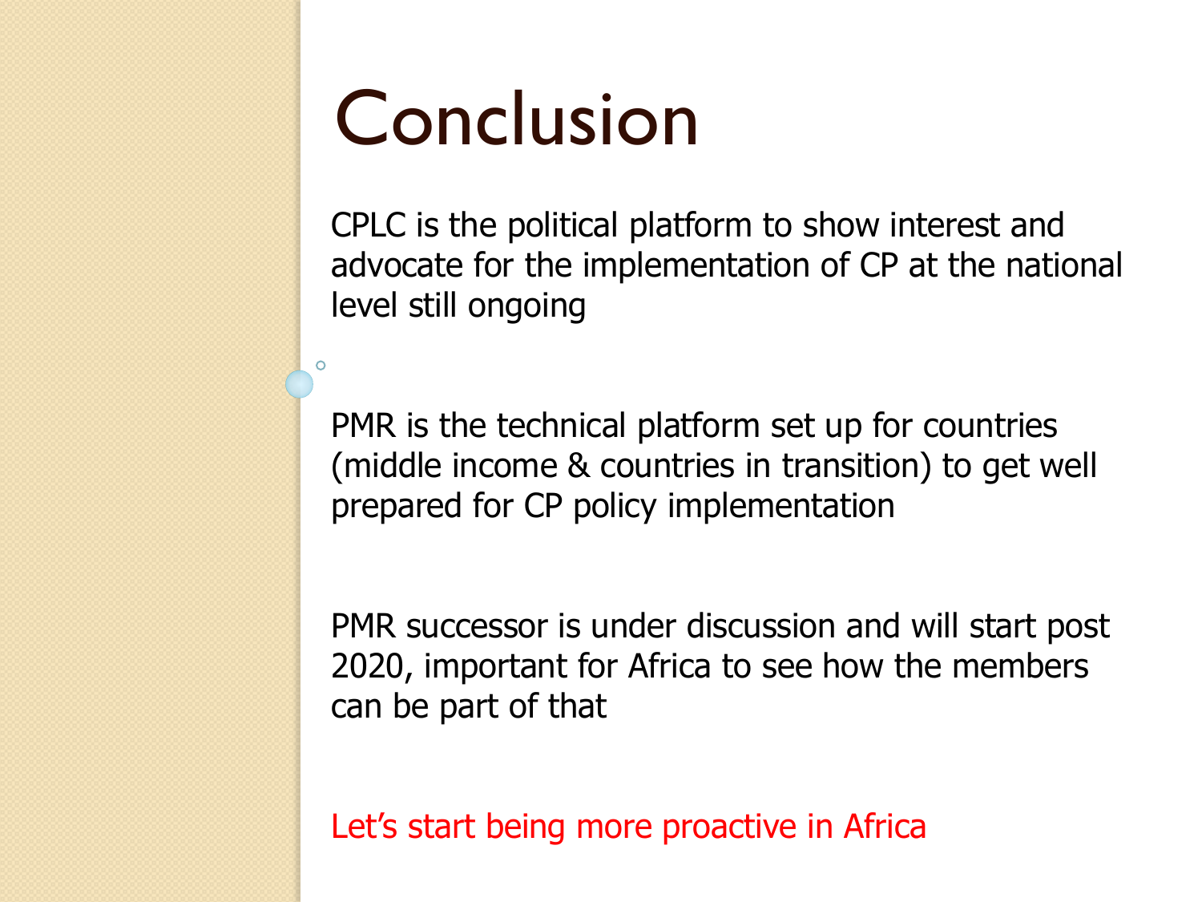# Conclusion

CPLC is the political platform to show interest and advocate for the implementation of CP at the national level still ongoing

PMR is the technical platform set up for countries (middle income & countries in transition) to get well prepared for CP policy implementation

PMR successor is under discussion and will start post 2020, important for Africa to see how the members can be part of that

Let's start being more proactive in Africa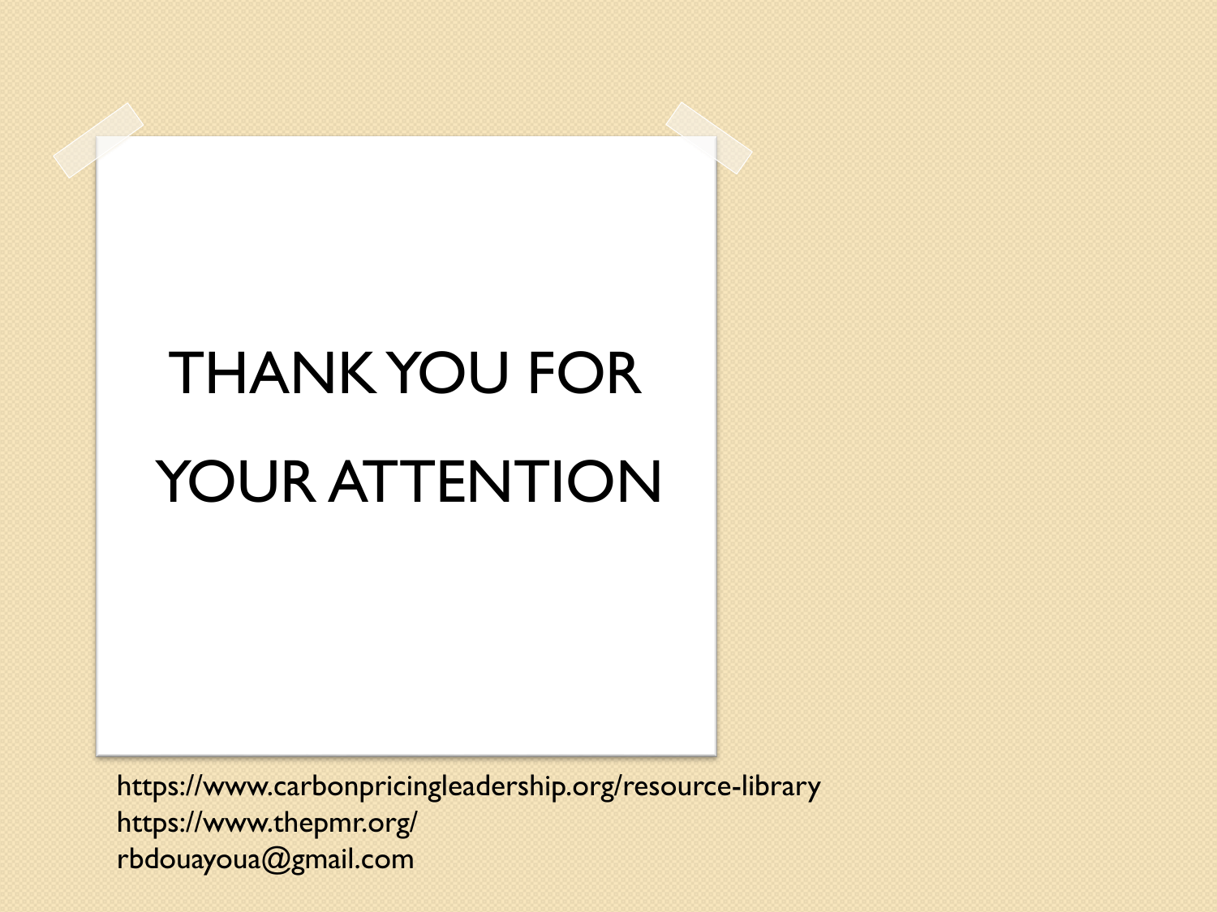# THANK YOU FOR YOUR ATTENTION

https://www.carbonpricingleadership.org/resource-library
https://www.thepmr.org/
rbdouayoua@gmail.com